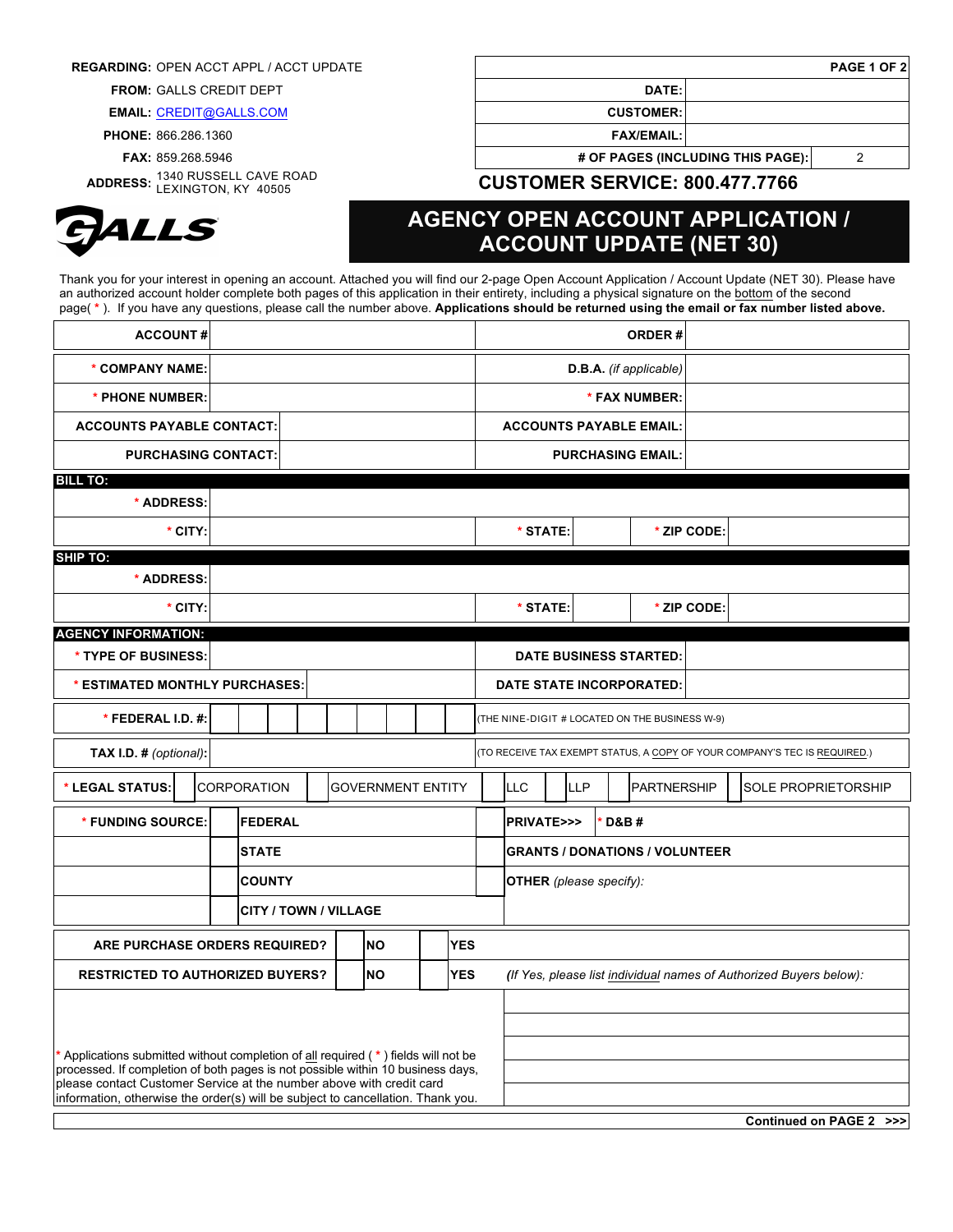**REGARDING:** OPEN ACCT APPL / ACCT UPDATE
**FROM:** GALLS CREDIT DEPT
**EMAIL:** CREDIT@GALLS.COM
**PHONE:** 866.286.1360
**FAX:** 859.268.5946
**ADDRESS:** 1340 RUSSELL CAVE ROAD LEXINGTON, KY 40505

| | PAGE 1 OF 2 |
|---|---|
| DATE: | |
| CUSTOMER: | |
| FAX/EMAIL: | |
| # OF PAGES (INCLUDING THIS PAGE): | 2 |

**CUSTOMER SERVICE: 800.477.7766**

GALLS

# AGENCY OPEN ACCOUNT APPLICATION / ACCOUNT UPDATE (NET 30)

Thank you for your interest in opening an account. Attached you will find our 2-page Open Account Application / Account Update (NET 30). Please have an authorized account holder complete both pages of this application in their entirety, including a physical signature on the bottom of the second page( * ). If you have any questions, please call the number above. **Applications should be returned using the email or fax number listed above.**

| | | | |
|---|---|---|---|
| **ACCOUNT #** | | **ORDER #** | |
| **\* COMPANY NAME:** | | **D.B.A.** *(if applicable)* | |
| **\* PHONE NUMBER:** | | **\* FAX NUMBER:** | |
| **ACCOUNTS PAYABLE CONTACT:** | | **ACCOUNTS PAYABLE EMAIL:** | |
| **PURCHASING CONTACT:** | | **PURCHASING EMAIL:** | |

**BILL TO:**

| | | | | | |
|---|---|---|---|---|---|
| **\* ADDRESS:** | | | | | |
| **\* CITY:** | | **\* STATE:** | | **\* ZIP CODE:** | |

**SHIP TO:**

| | | | | | |
|---|---|---|---|---|---|
| **\* ADDRESS:** | | | | | |
| **\* CITY:** | | **\* STATE:** | | **\* ZIP CODE:** | |

**AGENCY INFORMATION:**

| | | | |
|---|---|---|---|
| **\* TYPE OF BUSINESS:** | | **DATE BUSINESS STARTED:** | |
| **\* ESTIMATED MONTHLY PURCHASES:** | | **DATE STATE INCORPORATED:** | |
| **\* FEDERAL I.D. #:** | | (THE NINE-DIGIT # LOCATED ON THE BUSINESS W-9) | |
| **TAX I.D. #** *(optional)*: | | (TO RECEIVE TAX EXEMPT STATUS, A COPY OF YOUR COMPANY'S TEC IS REQUIRED.) | |

**\* LEGAL STATUS:** ☐ CORPORATION ☐ GOVERNMENT ENTITY ☐ LLC ☐ LLP ☐ PARTNERSHIP ☐ SOLE PROPRIETORSHIP

| | | |
|---|---|---|
| **\* FUNDING SOURCE:** | ☐ **FEDERAL** | ☐ **PRIVATE>>>** **\* D&B #** |
| | ☐ **STATE** | ☐ **GRANTS / DONATIONS / VOLUNTEER** |
| | ☐ **COUNTY** | ☐ **OTHER** *(please specify):* |
| | ☐ **CITY / TOWN / VILLAGE** | |

| | | |
|---|---|---|
| **ARE PURCHASE ORDERS REQUIRED?** | ☐ **NO** | ☐ **YES** |
| **RESTRICTED TO AUTHORIZED BUYERS?** | ☐ **NO** | ☐ **YES** *(If Yes, please list individual names of Authorized Buyers below):* |

\* Applications submitted without completion of all required ( * ) fields will not be processed. If completion of both pages is not possible within 10 business days, please contact Customer Service at the number above with credit card information, otherwise the order(s) will be subject to cancellation. Thank you.

**Continued on PAGE 2 >>>**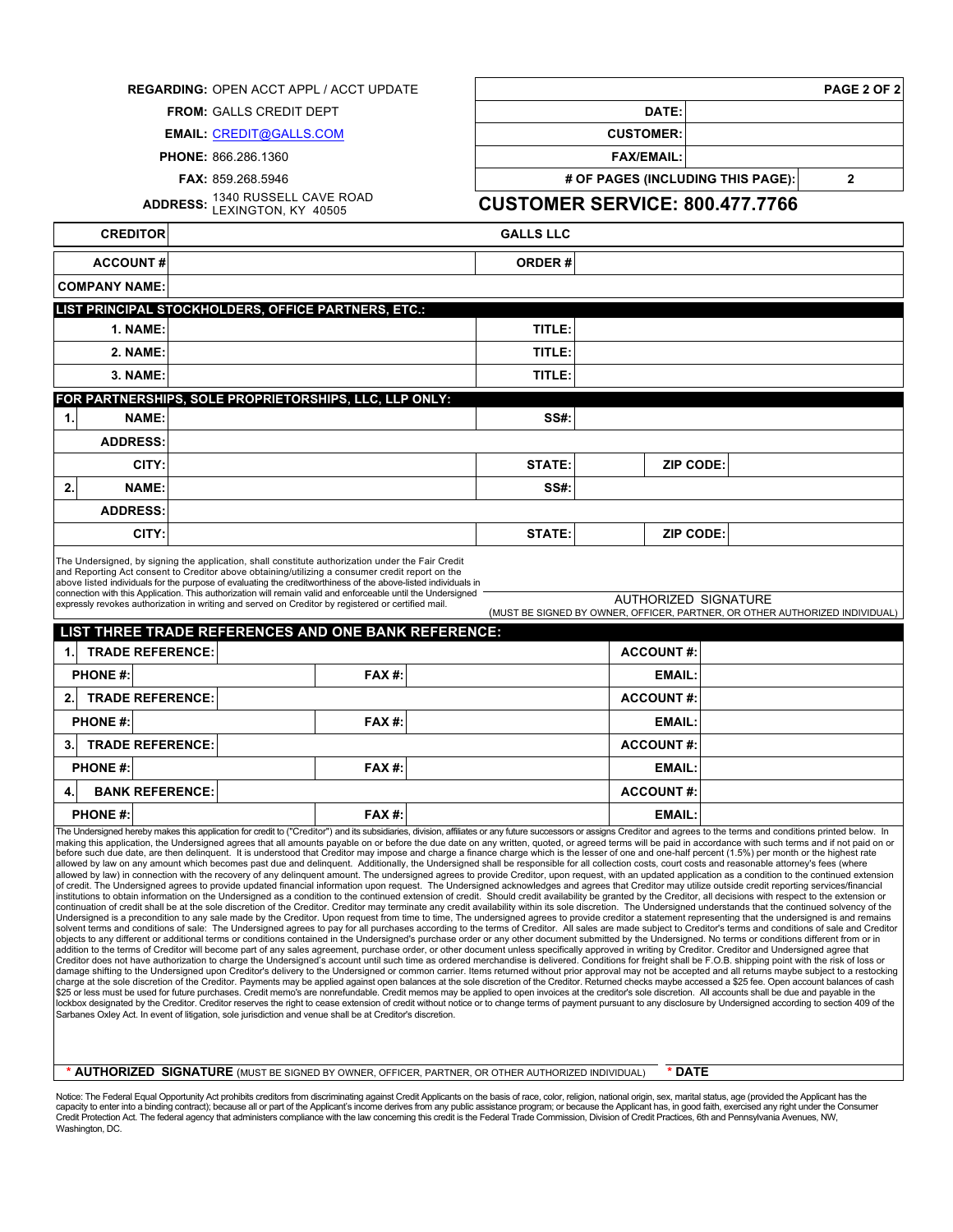**REGARDING:** OPEN ACCT APPL / ACCT UPDATE

**FROM:** GALLS CREDIT DEPT

**EMAIL:** CREDIT@GALLS.COM

**PHONE:** 866.286.1360

**FAX:** 859.268.5946

**ADDRESS:** 1340 RUSSELL CAVE ROAD LEXINGTON, KY 40505

| | |
|---|---|
| **DATE:** | |
| **CUSTOMER:** | |
| **FAX/EMAIL:** | |
| **# OF PAGES (INCLUDING THIS PAGE):** | 2 |

## CUSTOMER SERVICE: 800.477.7766

| | | | |
|---|---|---|---|
| **CREDITOR** | GALLS LLC | | |
| **ACCOUNT #** | | **ORDER #** | |
| **COMPANY NAME:** | | | |

**LIST PRINCIPAL STOCKHOLDERS, OFFICE PARTNERS, ETC.:**

| | | | |
|---|---|---|---|
| **1. NAME:** | | **TITLE:** | |
| **2. NAME:** | | **TITLE:** | |
| **3. NAME:** | | **TITLE:** | |

**FOR PARTNERSHIPS, SOLE PROPRIETORSHIPS, LLC, LLP ONLY:**

| | | | | | | |
|---|---|---|---|---|---|---|
| **1.** | **NAME:** | | **SS#:** | | | |
| | **ADDRESS:** | | | | | |
| | **CITY:** | | **STATE:** | | **ZIP CODE:** | |
| **2.** | **NAME:** | | **SS#:** | | | |
| | **ADDRESS:** | | | | | |
| | **CITY:** | | **STATE:** | | **ZIP CODE:** | |

The Undersigned, by signing the application, shall constitute authorization under the Fair Credit and Reporting Act consent to Creditor above obtaining/utilizing a consumer credit report on the above listed individuals for the purpose of evaluating the creditworthiness of the above-listed individuals in connection with this Application. This authorization will remain valid and enforceable until the Undersigned expressly revokes authorization in writing and served on Creditor by registered or certified mail.

AUTHORIZED SIGNATURE
(MUST BE SIGNED BY OWNER, OFFICER, PARTNER, OR OTHER AUTHORIZED INDIVIDUAL)

**LIST THREE TRADE REFERENCES AND ONE BANK REFERENCE:**

| | | | | | |
|---|---|---|---|---|---|
| **1. TRADE REFERENCE:** | | | | **ACCOUNT #:** | |
| **PHONE #:** | | **FAX #:** | | **EMAIL:** | |
| **2. TRADE REFERENCE:** | | | | **ACCOUNT #:** | |
| **PHONE #:** | | **FAX #:** | | **EMAIL:** | |
| **3. TRADE REFERENCE:** | | | | **ACCOUNT #:** | |
| **PHONE #:** | | **FAX #:** | | **EMAIL:** | |
| **4. BANK REFERENCE:** | | | | **ACCOUNT #:** | |
| **PHONE #:** | | **FAX #:** | | **EMAIL:** | |

The Undersigned hereby makes this application for credit to ("Creditor") and its subsidiaries, division, affiliates or any future successors or assigns Creditor and agrees to the terms and conditions printed below. In making this application, the Undersigned agrees that all amounts payable on or before the due date on any written, quoted, or agreed terms will be paid in accordance with such terms and if not paid on or before such due date, are then delinquent. It is understood that Creditor may impose and charge a finance charge which is the lesser of one and one-half percent (1.5%) per month or the highest rate allowed by law on any amount which becomes past due and delinquent. Additionally, the Undersigned shall be responsible for all collection costs, court costs and reasonable attorney's fees (where allowed by law) in connection with the recovery of any delinquent amount. The undersigned agrees to provide Creditor, upon request, with an updated application as a condition to the continued extension of credit. The Undersigned agrees to provide updated financial information upon request. The Undersigned acknowledges and agrees that Creditor may utilize outside credit reporting services/financial institutions to obtain information on the Undersigned as a condition to the continued extension of credit. Should credit availability be granted by the Creditor, all decisions with respect to the extension or continuation of credit shall be at the sole discretion of the Creditor. Creditor may terminate any credit availability within its sole discretion. The Undersigned understands that the continued solvency of the Undersigned is a precondition to any sale made by the Creditor. Upon request from time to time, The undersigned agrees to provide creditor a statement representing that the undersigned is and remains solvent terms and conditions of sale: The Undersigned agrees to pay for all purchases according to the terms of Creditor. All sales are made subject to Creditor's terms and conditions of sale and Creditor objects to any different or additional terms or conditions contained in the Undersigned's purchase order or any other document submitted by the Undersigned. No terms or conditions different from or in addition to the terms of Creditor will become part of any sales agreement, purchase order, or other document unless specifically approved in writing by Creditor. Creditor and Undersigned agree that Creditor does not have authorization to charge the Undersigned's account until such time as ordered merchandise is delivered. Conditions for freight shall be F.O.B. shipping point with the risk of loss or damage shifting to the Undersigned upon Creditor's delivery to the Undersigned or common carrier. Items returned without prior approval may not be accepted and all returns maybe subject to a restocking charge at the sole discretion of the Creditor. Payments may be applied against open balances at the sole discretion of the Creditor. Returned checks maybe accessed a $25 fee. Open account balances of cash $25 or less must be used for future purchases. Credit memo's are nonrefundable. Credit memos may be applied to open invoices at the creditor's sole discretion. All accounts shall be due and payable in the lockbox designated by the Creditor. Creditor reserves the right to cease extension of credit without notice or to change terms of payment pursuant to any disclosure by Undersigned according to section 409 of the Sarbanes Oxley Act. In event of litigation, sole jurisdiction and venue shall be at Creditor's discretion.

\* **AUTHORIZED SIGNATURE** (MUST BE SIGNED BY OWNER, OFFICER, PARTNER, OR OTHER AUTHORIZED INDIVIDUAL) \* **DATE**

Notice: The Federal Equal Opportunity Act prohibits creditors from discriminating against Credit Applicants on the basis of race, color, religion, national origin, sex, marital status, age (provided the Applicant has the capacity to enter into a binding contract); because all or part of the Applicant's income derives from any public assistance program; or because the Applicant has, in good faith, exercised any right under the Consumer Credit Protection Act. The federal agency that administers compliance with the law concerning this credit is the Federal Trade Commission, Division of Credit Practices, 6th and Pennsylvania Avenues, NW, Washington, DC.